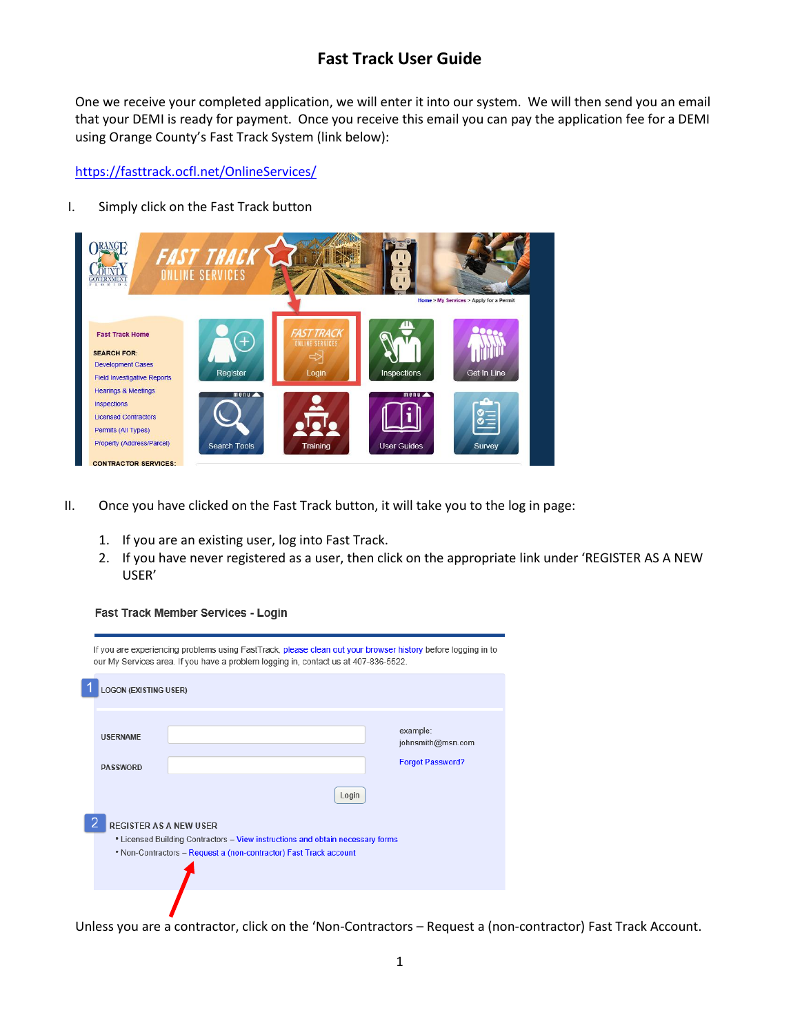# Fast Track User Guide

One we receive your completed application, we will enter it into our system. We will then send you an email that your DEMI is ready for payment. Once you receive this email you can pay the application fee for a DEMI using Orange County's Fast Track System (link below):

https://fasttrack.ocfl.net/OnlineServices/

I. Simply click on the Fast Track button

II. Once you have clicked on the Fast Track button, it will take you to the log in page:

1. If you are an existing user, log into Fast Track.
2. If you have never registered as a user, then click on the appropriate link under 'REGISTER AS A NEW USER'

Unless you are a contractor, click on the 'Non-Contractors – Request a (non-contractor) Fast Track Account.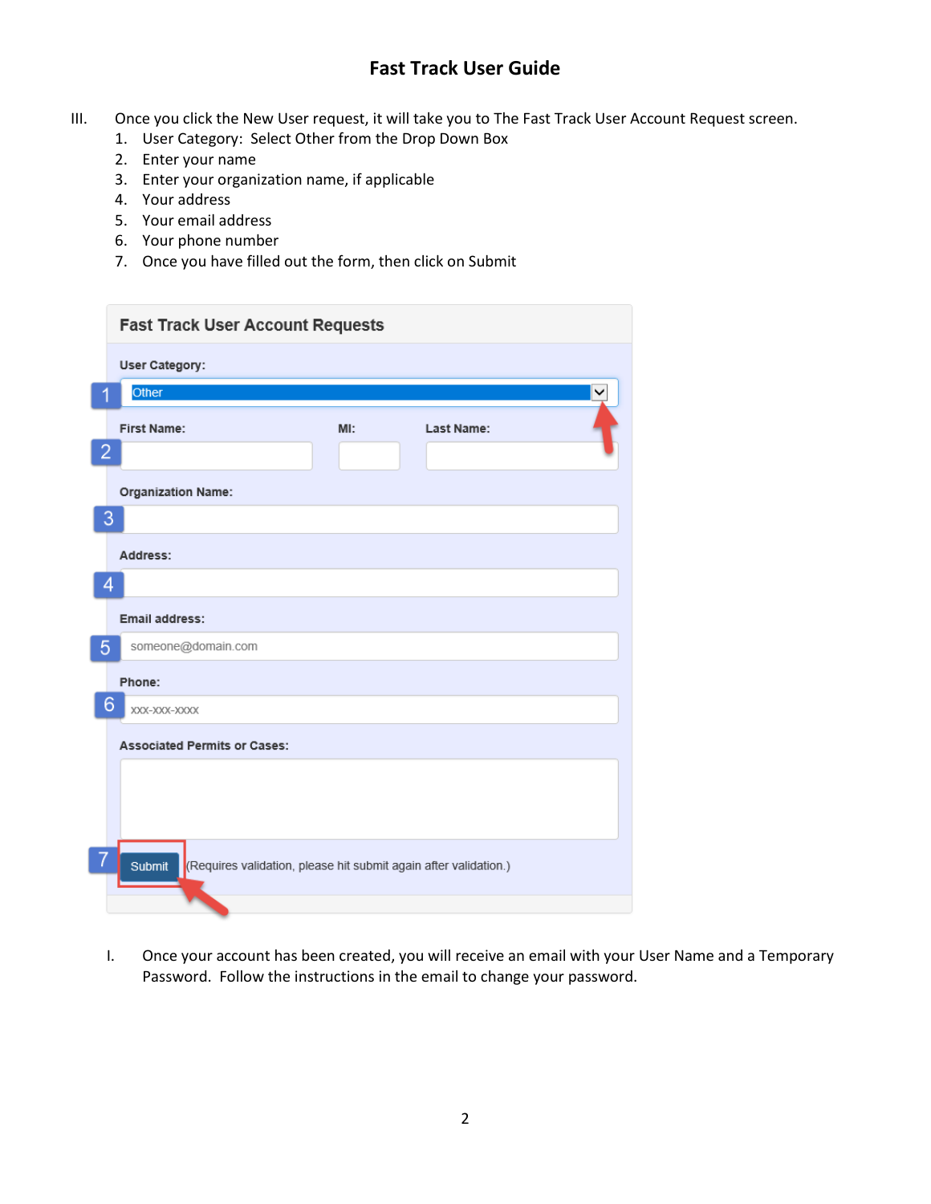# Fast Track User Guide

III. Once you click the New User request, it will take you to The Fast Track User Account Request screen.

1. User Category: Select Other from the Drop Down Box
2. Enter your name
3. Enter your organization name, if applicable
4. Your address
5. Your email address
6. Your phone number
7. Once you have filled out the form, then click on Submit

**Fast Track User Account Requests**

User Category:

Other

First Name: MI: Last Name:

Organization Name:

Address:

Email address:

someone@domain.com

Phone:

xxx-xxx-xxxx

Associated Permits or Cases:

Submit (Requires validation, please hit submit again after validation.)

I. Once your account has been created, you will receive an email with your User Name and a Temporary Password. Follow the instructions in the email to change your password.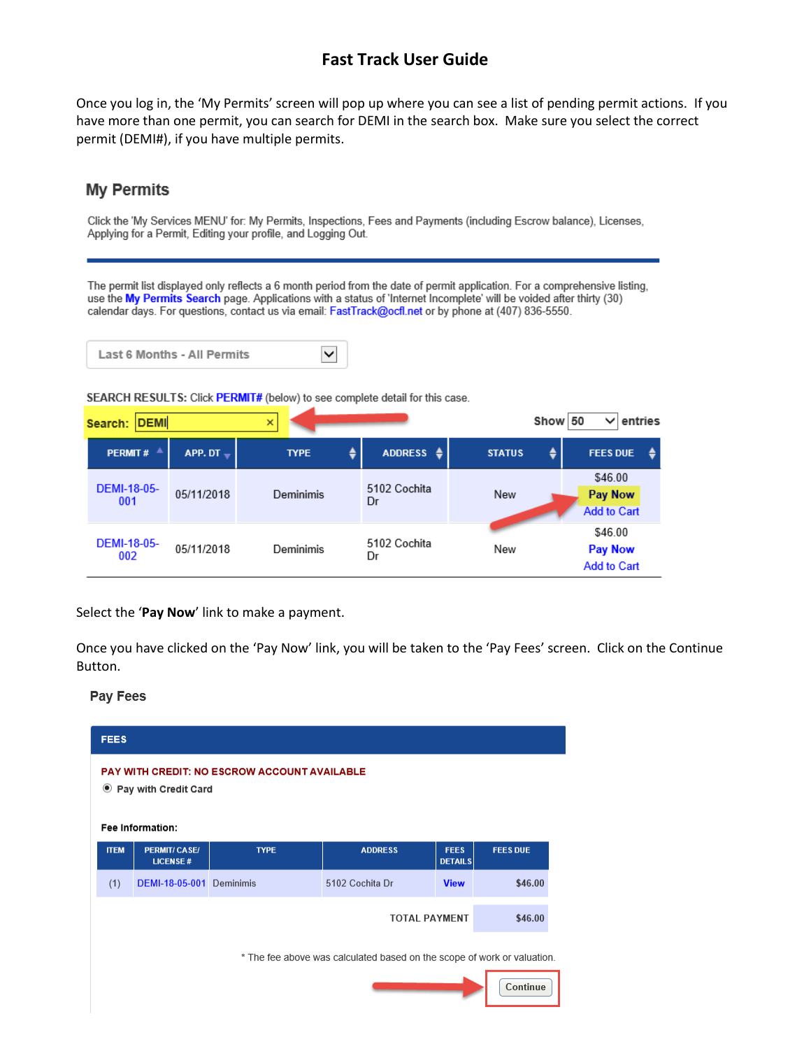# Fast Track User Guide

Once you log in, the 'My Permits' screen will pop up where you can see a list of pending permit actions. If you have more than one permit, you can search for DEMI in the search box. Make sure you select the correct permit (DEMI#), if you have multiple permits.

## My Permits

Click the 'My Services MENU' for: My Permits, Inspections, Fees and Payments (including Escrow balance), Licenses, Applying for a Permit, Editing your profile, and Logging Out.

The permit list displayed only reflects a 6 month period from the date of permit application. For a comprehensive listing, use the **My Permits Search** page. Applications with a status of 'Internet Incomplete' will be voided after thirty (30) calendar days. For questions, contact us via email: FastTrack@ocfl.net or by phone at (407) 836-5550.

Last 6 Months - All Permits

SEARCH RESULTS: Click **PERMIT#** (below) to see complete detail for this case.

**Search:** DEMI

Show 50 entries

| PERMIT # | APP. DT | TYPE | ADDRESS | STATUS | FEES DUE |
|---|---|---|---|---|---|
| DEMI-18-05-001 | 05/11/2018 | Deminimis | 5102 Cochita Dr | New | $46.00 Pay Now Add to Cart |
| DEMI-18-05-002 | 05/11/2018 | Deminimis | 5102 Cochita Dr | New | $46.00 Pay Now Add to Cart |

Select the '**Pay Now**' link to make a payment.

Once you have clicked on the 'Pay Now' link, you will be taken to the 'Pay Fees' screen. Click on the Continue Button.

## Pay Fees

**FEES**

PAY WITH CREDIT: NO ESCROW ACCOUNT AVAILABLE

◉ Pay with Credit Card

**Fee Information:**

| ITEM | PERMIT/ CASE/ LICENSE # | TYPE | ADDRESS | FEES DETAILS | FEES DUE |
|---|---|---|---|---|---|
| (1) | DEMI-18-05-001 | Deminimis | 5102 Cochita Dr | View | $46.00 |
| | | | | TOTAL PAYMENT | $46.00 |

\* The fee above was calculated based on the scope of work or valuation.

Continue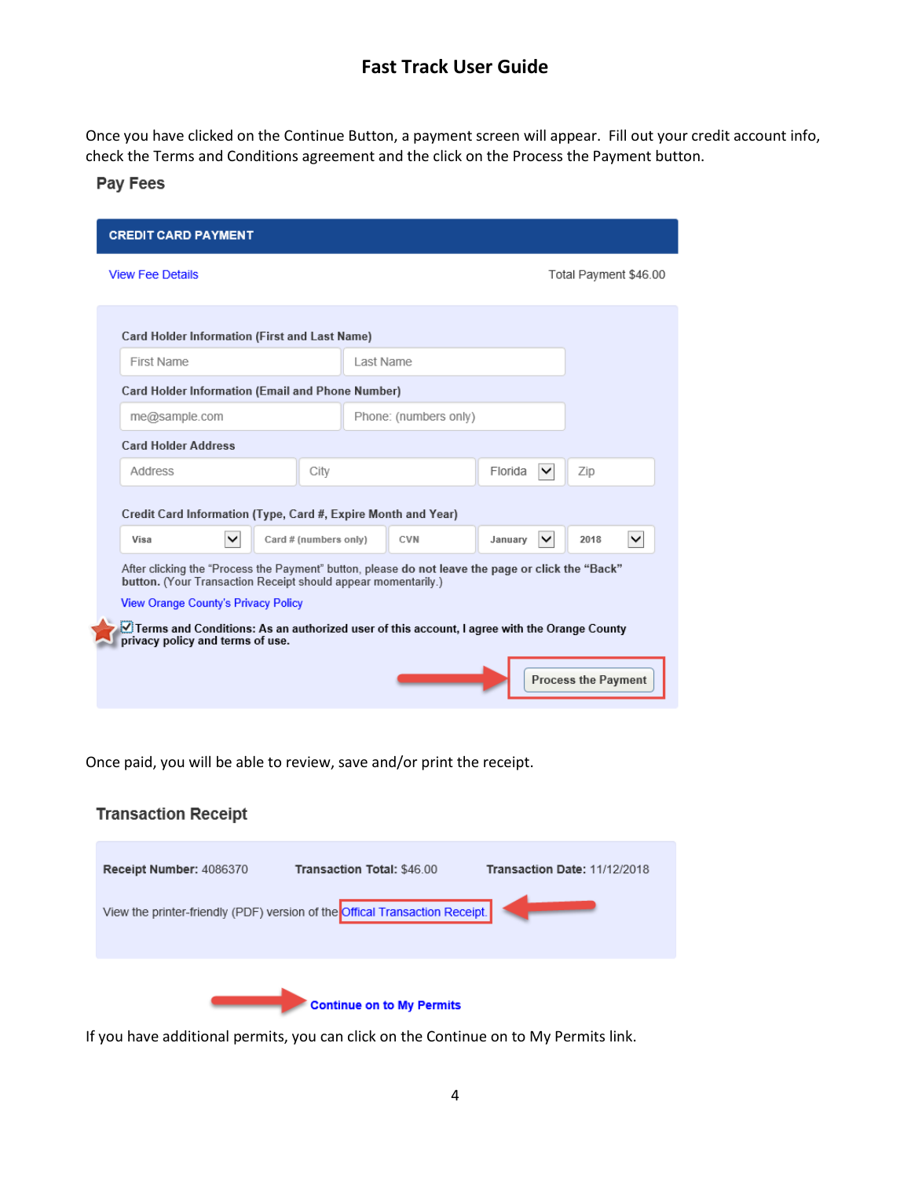Once you have clicked on the Continue Button, a payment screen will appear. Fill out your credit account info, check the Terms and Conditions agreement and the click on the Process the Payment button.

## Pay Fees

**CREDIT CARD PAYMENT**

View Fee Details

Total Payment $46.00

Card Holder Information (First and Last Name)

First Name | Last Name

Card Holder Information (Email and Phone Number)

me@sample.com | Phone: (numbers only)

Card Holder Address

Address | City | Florida | Zip

Credit Card Information (Type, Card #, Expire Month and Year)

Visa | Card # (numbers only) | CVN | January | 2018

After clicking the "Process the Payment" button, please **do not leave the page or click the "Back" button.** (Your Transaction Receipt should appear momentarily.)

View Orange County's Privacy Policy

☑ **Terms and Conditions: As an authorized user of this account, I agree with the Orange County privacy policy and terms of use.**

Process the Payment

Once paid, you will be able to review, save and/or print the receipt.

## Transaction Receipt

**Receipt Number:** 4086370 **Transaction Total:** $46.00 **Transaction Date:** 11/12/2018

View the printer-friendly (PDF) version of the Offical Transaction Receipt.

**Continue on to My Permits**

If you have additional permits, you can click on the Continue on to My Permits link.